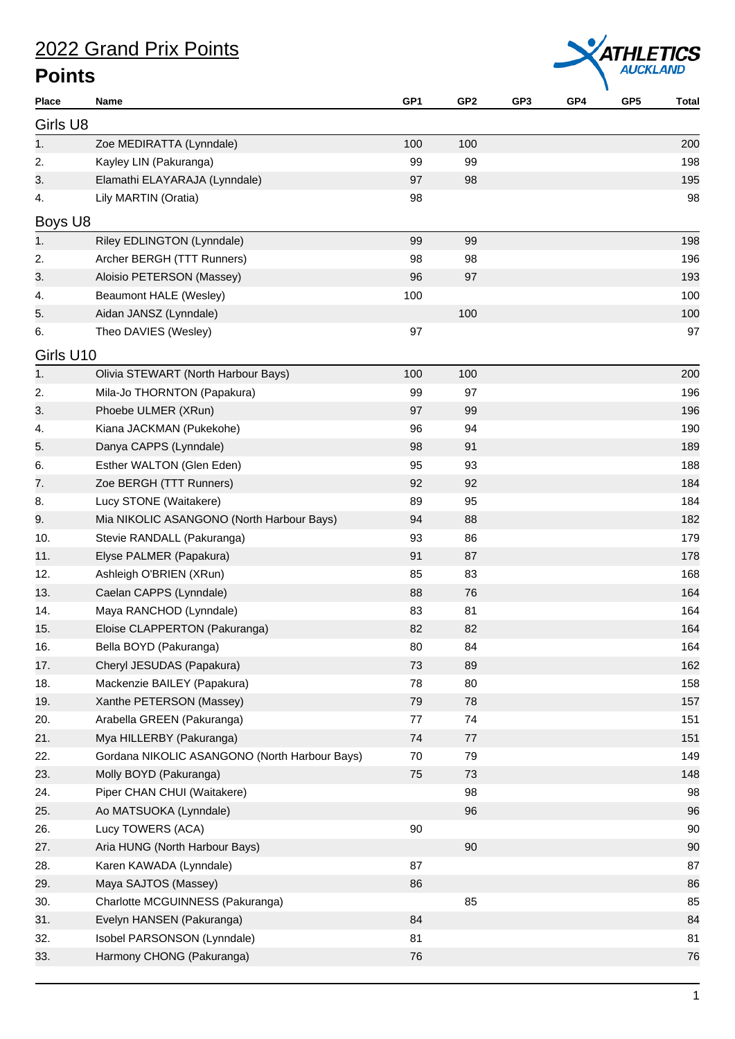# 2022 Grand Prix Points

## Points

| Place | Name | GP1 | GP2 | GP3 | GP4 | GP5 | Total |
|---|---|---|---|---|---|---|---|
| **Girls U8** | | | | | | | |
| 1. | Zoe MEDIRATTA (Lynndale) | 100 | 100 | | | | 200 |
| 2. | Kayley LIN (Pakuranga) | 99 | 99 | | | | 198 |
| 3. | Elamathi ELAYARAJA (Lynndale) | 97 | 98 | | | | 195 |
| 4. | Lily MARTIN (Oratia) | 98 | | | | | 98 |
| **Boys U8** | | | | | | | |
| 1. | Riley EDLINGTON (Lynndale) | 99 | 99 | | | | 198 |
| 2. | Archer BERGH (TTT Runners) | 98 | 98 | | | | 196 |
| 3. | Aloisio PETERSON (Massey) | 96 | 97 | | | | 193 |
| 4. | Beaumont HALE (Wesley) | 100 | | | | | 100 |
| 5. | Aidan JANSZ (Lynndale) | | 100 | | | | 100 |
| 6. | Theo DAVIES (Wesley) | 97 | | | | | 97 |
| **Girls U10** | | | | | | | |
| 1. | Olivia STEWART (North Harbour Bays) | 100 | 100 | | | | 200 |
| 2. | Mila-Jo THORNTON (Papakura) | 99 | 97 | | | | 196 |
| 3. | Phoebe ULMER (XRun) | 97 | 99 | | | | 196 |
| 4. | Kiana JACKMAN (Pukekohe) | 96 | 94 | | | | 190 |
| 5. | Danya CAPPS (Lynndale) | 98 | 91 | | | | 189 |
| 6. | Esther WALTON (Glen Eden) | 95 | 93 | | | | 188 |
| 7. | Zoe BERGH (TTT Runners) | 92 | 92 | | | | 184 |
| 8. | Lucy STONE (Waitakere) | 89 | 95 | | | | 184 |
| 9. | Mia NIKOLIC ASANGONO (North Harbour Bays) | 94 | 88 | | | | 182 |
| 10. | Stevie RANDALL (Pakuranga) | 93 | 86 | | | | 179 |
| 11. | Elyse PALMER (Papakura) | 91 | 87 | | | | 178 |
| 12. | Ashleigh O'BRIEN (XRun) | 85 | 83 | | | | 168 |
| 13. | Caelan CAPPS (Lynndale) | 88 | 76 | | | | 164 |
| 14. | Maya RANCHOD (Lynndale) | 83 | 81 | | | | 164 |
| 15. | Eloise CLAPPERTON (Pakuranga) | 82 | 82 | | | | 164 |
| 16. | Bella BOYD (Pakuranga) | 80 | 84 | | | | 164 |
| 17. | Cheryl JESUDAS (Papakura) | 73 | 89 | | | | 162 |
| 18. | Mackenzie BAILEY (Papakura) | 78 | 80 | | | | 158 |
| 19. | Xanthe PETERSON (Massey) | 79 | 78 | | | | 157 |
| 20. | Arabella GREEN (Pakuranga) | 77 | 74 | | | | 151 |
| 21. | Mya HILLERBY (Pakuranga) | 74 | 77 | | | | 151 |
| 22. | Gordana NIKOLIC ASANGONO (North Harbour Bays) | 70 | 79 | | | | 149 |
| 23. | Molly BOYD (Pakuranga) | 75 | 73 | | | | 148 |
| 24. | Piper CHAN CHUI (Waitakere) | | 98 | | | | 98 |
| 25. | Ao MATSUOKA (Lynndale) | | 96 | | | | 96 |
| 26. | Lucy TOWERS (ACA) | 90 | | | | | 90 |
| 27. | Aria HUNG (North Harbour Bays) | | 90 | | | | 90 |
| 28. | Karen KAWADA (Lynndale) | 87 | | | | | 87 |
| 29. | Maya SAJTOS (Massey) | 86 | | | | | 86 |
| 30. | Charlotte MCGUINNESS (Pakuranga) | | 85 | | | | 85 |
| 31. | Evelyn HANSEN (Pakuranga) | 84 | | | | | 84 |
| 32. | Isobel PARSONSON (Lynndale) | 81 | | | | | 81 |
| 33. | Harmony CHONG (Pakuranga) | 76 | | | | | 76 |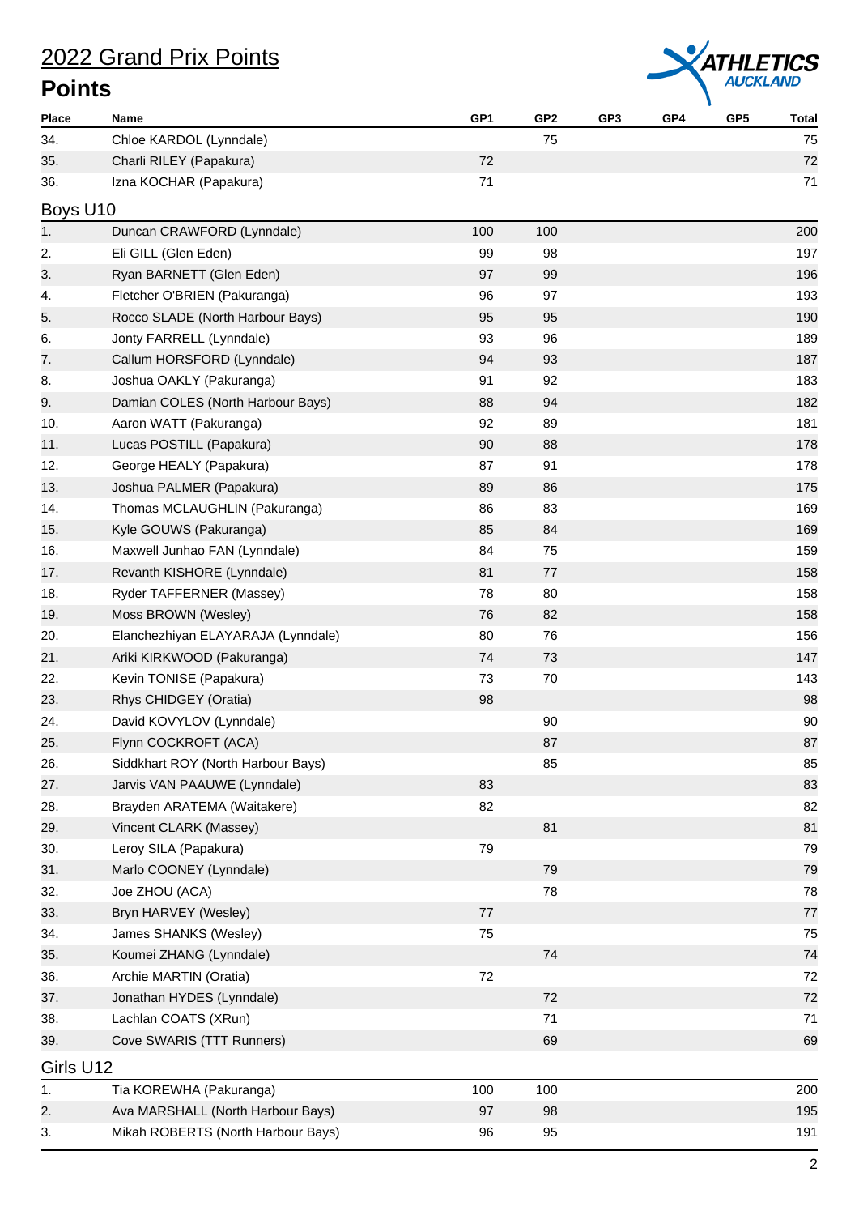# 2022 Grand Prix Points

## Points

| Place | Name | GP1 | GP2 | GP3 | GP4 | GP5 | Total |
|---|---|---|---|---|---|---|---|
| 34. | Chloe KARDOL (Lynndale) | | 75 | | | | 75 |
| 35. | Charli RILEY (Papakura) | 72 | | | | | 72 |
| 36. | Izna KOCHAR (Papakura) | 71 | | | | | 71 |

### Boys U10

| Place | Name | GP1 | GP2 | GP3 | GP4 | GP5 | Total |
|---|---|---|---|---|---|---|---|
| 1. | Duncan CRAWFORD (Lynndale) | 100 | 100 | | | | 200 |
| 2. | Eli GILL (Glen Eden) | 99 | 98 | | | | 197 |
| 3. | Ryan BARNETT (Glen Eden) | 97 | 99 | | | | 196 |
| 4. | Fletcher O'BRIEN (Pakuranga) | 96 | 97 | | | | 193 |
| 5. | Rocco SLADE (North Harbour Bays) | 95 | 95 | | | | 190 |
| 6. | Jonty FARRELL (Lynndale) | 93 | 96 | | | | 189 |
| 7. | Callum HORSFORD (Lynndale) | 94 | 93 | | | | 187 |
| 8. | Joshua OAKLY (Pakuranga) | 91 | 92 | | | | 183 |
| 9. | Damian COLES (North Harbour Bays) | 88 | 94 | | | | 182 |
| 10. | Aaron WATT (Pakuranga) | 92 | 89 | | | | 181 |
| 11. | Lucas POSTILL (Papakura) | 90 | 88 | | | | 178 |
| 12. | George HEALY (Papakura) | 87 | 91 | | | | 178 |
| 13. | Joshua PALMER (Papakura) | 89 | 86 | | | | 175 |
| 14. | Thomas MCLAUGHLIN (Pakuranga) | 86 | 83 | | | | 169 |
| 15. | Kyle GOUWS (Pakuranga) | 85 | 84 | | | | 169 |
| 16. | Maxwell Junhao FAN (Lynndale) | 84 | 75 | | | | 159 |
| 17. | Revanth KISHORE (Lynndale) | 81 | 77 | | | | 158 |
| 18. | Ryder TAFFERNER (Massey) | 78 | 80 | | | | 158 |
| 19. | Moss BROWN (Wesley) | 76 | 82 | | | | 158 |
| 20. | Elanchezhiyan ELAYARAJA (Lynndale) | 80 | 76 | | | | 156 |
| 21. | Ariki KIRKWOOD (Pakuranga) | 74 | 73 | | | | 147 |
| 22. | Kevin TONISE (Papakura) | 73 | 70 | | | | 143 |
| 23. | Rhys CHIDGEY (Oratia) | 98 | | | | | 98 |
| 24. | David KOVYLOV (Lynndale) | | 90 | | | | 90 |
| 25. | Flynn COCKROFT (ACA) | | 87 | | | | 87 |
| 26. | Siddkhart ROY (North Harbour Bays) | | 85 | | | | 85 |
| 27. | Jarvis VAN PAAUWE (Lynndale) | 83 | | | | | 83 |
| 28. | Brayden ARATEMA (Waitakere) | 82 | | | | | 82 |
| 29. | Vincent CLARK (Massey) | | 81 | | | | 81 |
| 30. | Leroy SILA (Papakura) | 79 | | | | | 79 |
| 31. | Marlo COONEY (Lynndale) | | 79 | | | | 79 |
| 32. | Joe ZHOU (ACA) | | 78 | | | | 78 |
| 33. | Bryn HARVEY (Wesley) | 77 | | | | | 77 |
| 34. | James SHANKS (Wesley) | 75 | | | | | 75 |
| 35. | Koumei ZHANG (Lynndale) | | 74 | | | | 74 |
| 36. | Archie MARTIN (Oratia) | 72 | | | | | 72 |
| 37. | Jonathan HYDES (Lynndale) | | 72 | | | | 72 |
| 38. | Lachlan COATS (XRun) | | 71 | | | | 71 |
| 39. | Cove SWARIS (TTT Runners) | | 69 | | | | 69 |

### Girls U12

| Place | Name | GP1 | GP2 | GP3 | GP4 | GP5 | Total |
|---|---|---|---|---|---|---|---|
| 1. | Tia KOREWHA (Pakuranga) | 100 | 100 | | | | 200 |
| 2. | Ava MARSHALL (North Harbour Bays) | 97 | 98 | | | | 195 |
| 3. | Mikah ROBERTS (North Harbour Bays) | 96 | 95 | | | | 191 |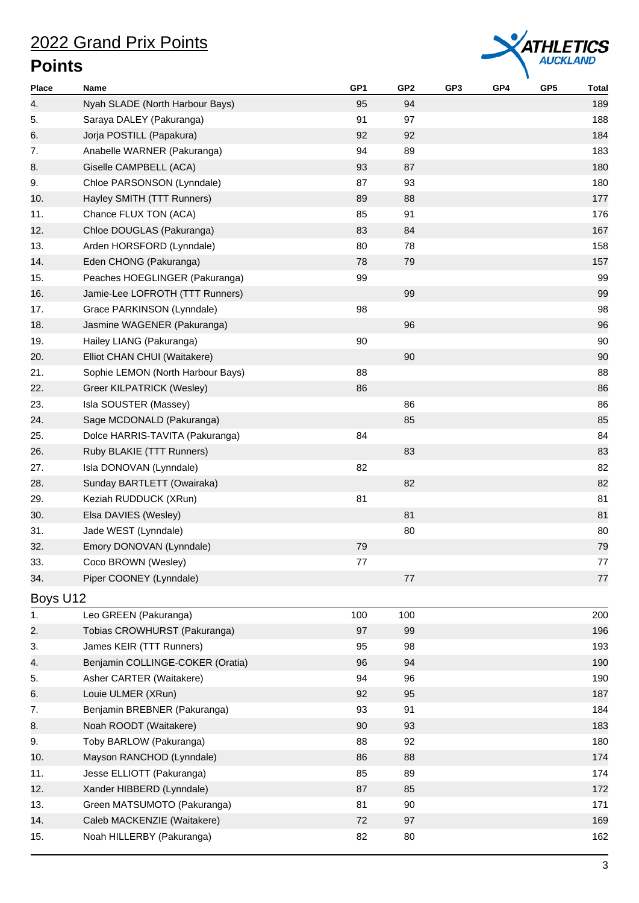# 2022 Grand Prix Points

## Points

| Place | Name | GP1 | GP2 | GP3 | GP4 | GP5 | Total |
|---|---|---|---|---|---|---|---|
| 4. | Nyah SLADE (North Harbour Bays) | 95 | 94 | | | | 189 |
| 5. | Saraya DALEY (Pakuranga) | 91 | 97 | | | | 188 |
| 6. | Jorja POSTILL (Papakura) | 92 | 92 | | | | 184 |
| 7. | Anabelle WARNER (Pakuranga) | 94 | 89 | | | | 183 |
| 8. | Giselle CAMPBELL (ACA) | 93 | 87 | | | | 180 |
| 9. | Chloe PARSONSON (Lynndale) | 87 | 93 | | | | 180 |
| 10. | Hayley SMITH (TTT Runners) | 89 | 88 | | | | 177 |
| 11. | Chance FLUX TON (ACA) | 85 | 91 | | | | 176 |
| 12. | Chloe DOUGLAS (Pakuranga) | 83 | 84 | | | | 167 |
| 13. | Arden HORSFORD (Lynndale) | 80 | 78 | | | | 158 |
| 14. | Eden CHONG (Pakuranga) | 78 | 79 | | | | 157 |
| 15. | Peaches HOEGLINGER (Pakuranga) | 99 | | | | | 99 |
| 16. | Jamie-Lee LOFROTH (TTT Runners) | | 99 | | | | 99 |
| 17. | Grace PARKINSON (Lynndale) | 98 | | | | | 98 |
| 18. | Jasmine WAGENER (Pakuranga) | | 96 | | | | 96 |
| 19. | Hailey LIANG (Pakuranga) | 90 | | | | | 90 |
| 20. | Elliot CHAN CHUI (Waitakere) | | 90 | | | | 90 |
| 21. | Sophie LEMON (North Harbour Bays) | 88 | | | | | 88 |
| 22. | Greer KILPATRICK (Wesley) | 86 | | | | | 86 |
| 23. | Isla SOUSTER (Massey) | | 86 | | | | 86 |
| 24. | Sage MCDONALD (Pakuranga) | | 85 | | | | 85 |
| 25. | Dolce HARRIS-TAVITA (Pakuranga) | 84 | | | | | 84 |
| 26. | Ruby BLAKIE (TTT Runners) | | 83 | | | | 83 |
| 27. | Isla DONOVAN (Lynndale) | 82 | | | | | 82 |
| 28. | Sunday BARTLETT (Owairaka) | | 82 | | | | 82 |
| 29. | Keziah RUDDUCK (XRun) | 81 | | | | | 81 |
| 30. | Elsa DAVIES (Wesley) | | 81 | | | | 81 |
| 31. | Jade WEST (Lynndale) | | 80 | | | | 80 |
| 32. | Emory DONOVAN (Lynndale) | 79 | | | | | 79 |
| 33. | Coco BROWN (Wesley) | 77 | | | | | 77 |
| 34. | Piper COONEY (Lynndale) | | 77 | | | | 77 |

### Boys U12

| Place | Name | GP1 | GP2 | GP3 | GP4 | GP5 | Total |
|---|---|---|---|---|---|---|---|
| 1. | Leo GREEN (Pakuranga) | 100 | 100 | | | | 200 |
| 2. | Tobias CROWHURST (Pakuranga) | 97 | 99 | | | | 196 |
| 3. | James KEIR (TTT Runners) | 95 | 98 | | | | 193 |
| 4. | Benjamin COLLINGE-COKER (Oratia) | 96 | 94 | | | | 190 |
| 5. | Asher CARTER (Waitakere) | 94 | 96 | | | | 190 |
| 6. | Louie ULMER (XRun) | 92 | 95 | | | | 187 |
| 7. | Benjamin BREBNER (Pakuranga) | 93 | 91 | | | | 184 |
| 8. | Noah ROODT (Waitakere) | 90 | 93 | | | | 183 |
| 9. | Toby BARLOW (Pakuranga) | 88 | 92 | | | | 180 |
| 10. | Mayson RANCHOD (Lynndale) | 86 | 88 | | | | 174 |
| 11. | Jesse ELLIOTT (Pakuranga) | 85 | 89 | | | | 174 |
| 12. | Xander HIBBERD (Lynndale) | 87 | 85 | | | | 172 |
| 13. | Green MATSUMOTO (Pakuranga) | 81 | 90 | | | | 171 |
| 14. | Caleb MACKENZIE (Waitakere) | 72 | 97 | | | | 169 |
| 15. | Noah HILLERBY (Pakuranga) | 82 | 80 | | | | 162 |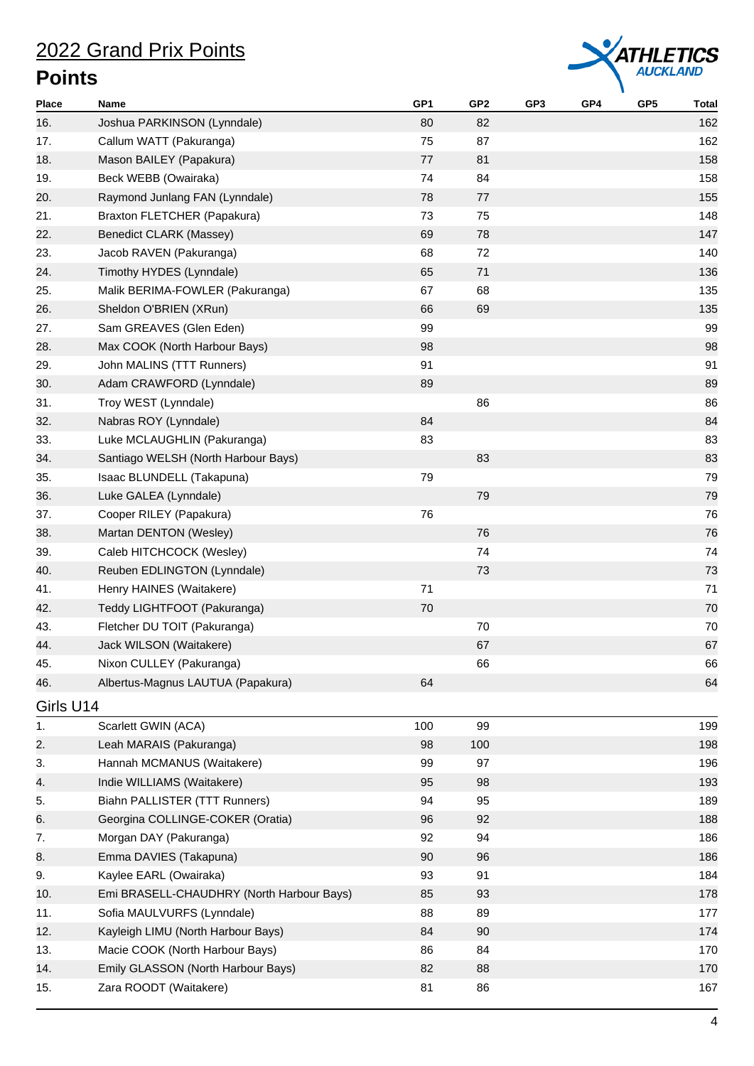# 2022 Grand Prix Points

## Points

| Place | Name | GP1 | GP2 | GP3 | GP4 | GP5 | Total |
|---|---|---|---|---|---|---|---|
| 16. | Joshua PARKINSON (Lynndale) | 80 | 82 | | | | 162 |
| 17. | Callum WATT (Pakuranga) | 75 | 87 | | | | 162 |
| 18. | Mason BAILEY (Papakura) | 77 | 81 | | | | 158 |
| 19. | Beck WEBB (Owairaka) | 74 | 84 | | | | 158 |
| 20. | Raymond Junlang FAN (Lynndale) | 78 | 77 | | | | 155 |
| 21. | Braxton FLETCHER (Papakura) | 73 | 75 | | | | 148 |
| 22. | Benedict CLARK (Massey) | 69 | 78 | | | | 147 |
| 23. | Jacob RAVEN (Pakuranga) | 68 | 72 | | | | 140 |
| 24. | Timothy HYDES (Lynndale) | 65 | 71 | | | | 136 |
| 25. | Malik BERIMA-FOWLER (Pakuranga) | 67 | 68 | | | | 135 |
| 26. | Sheldon O'BRIEN (XRun) | 66 | 69 | | | | 135 |
| 27. | Sam GREAVES (Glen Eden) | 99 | | | | | 99 |
| 28. | Max COOK (North Harbour Bays) | 98 | | | | | 98 |
| 29. | John MALINS (TTT Runners) | 91 | | | | | 91 |
| 30. | Adam CRAWFORD (Lynndale) | 89 | | | | | 89 |
| 31. | Troy WEST (Lynndale) | | 86 | | | | 86 |
| 32. | Nabras ROY (Lynndale) | 84 | | | | | 84 |
| 33. | Luke MCLAUGHLIN (Pakuranga) | 83 | | | | | 83 |
| 34. | Santiago WELSH (North Harbour Bays) | | 83 | | | | 83 |
| 35. | Isaac BLUNDELL (Takapuna) | 79 | | | | | 79 |
| 36. | Luke GALEA (Lynndale) | | 79 | | | | 79 |
| 37. | Cooper RILEY (Papakura) | 76 | | | | | 76 |
| 38. | Martan DENTON (Wesley) | | 76 | | | | 76 |
| 39. | Caleb HITCHCOCK (Wesley) | | 74 | | | | 74 |
| 40. | Reuben EDLINGTON (Lynndale) | | 73 | | | | 73 |
| 41. | Henry HAINES (Waitakere) | 71 | | | | | 71 |
| 42. | Teddy LIGHTFOOT (Pakuranga) | 70 | | | | | 70 |
| 43. | Fletcher DU TOIT (Pakuranga) | | 70 | | | | 70 |
| 44. | Jack WILSON (Waitakere) | | 67 | | | | 67 |
| 45. | Nixon CULLEY (Pakuranga) | | 66 | | | | 66 |
| 46. | Albertus-Magnus LAUTUA (Papakura) | 64 | | | | | 64 |

### Girls U14

| Place | Name | GP1 | GP2 | GP3 | GP4 | GP5 | Total |
|---|---|---|---|---|---|---|---|
| 1. | Scarlett GWIN (ACA) | 100 | 99 | | | | 199 |
| 2. | Leah MARAIS (Pakuranga) | 98 | 100 | | | | 198 |
| 3. | Hannah MCMANUS (Waitakere) | 99 | 97 | | | | 196 |
| 4. | Indie WILLIAMS (Waitakere) | 95 | 98 | | | | 193 |
| 5. | Biahn PALLISTER (TTT Runners) | 94 | 95 | | | | 189 |
| 6. | Georgina COLLINGE-COKER (Oratia) | 96 | 92 | | | | 188 |
| 7. | Morgan DAY (Pakuranga) | 92 | 94 | | | | 186 |
| 8. | Emma DAVIES (Takapuna) | 90 | 96 | | | | 186 |
| 9. | Kaylee EARL (Owairaka) | 93 | 91 | | | | 184 |
| 10. | Emi BRASELL-CHAUDHRY (North Harbour Bays) | 85 | 93 | | | | 178 |
| 11. | Sofia MAULVURFS (Lynndale) | 88 | 89 | | | | 177 |
| 12. | Kayleigh LIMU (North Harbour Bays) | 84 | 90 | | | | 174 |
| 13. | Macie COOK (North Harbour Bays) | 86 | 84 | | | | 170 |
| 14. | Emily GLASSON (North Harbour Bays) | 82 | 88 | | | | 170 |
| 15. | Zara ROODT (Waitakere) | 81 | 86 | | | | 167 |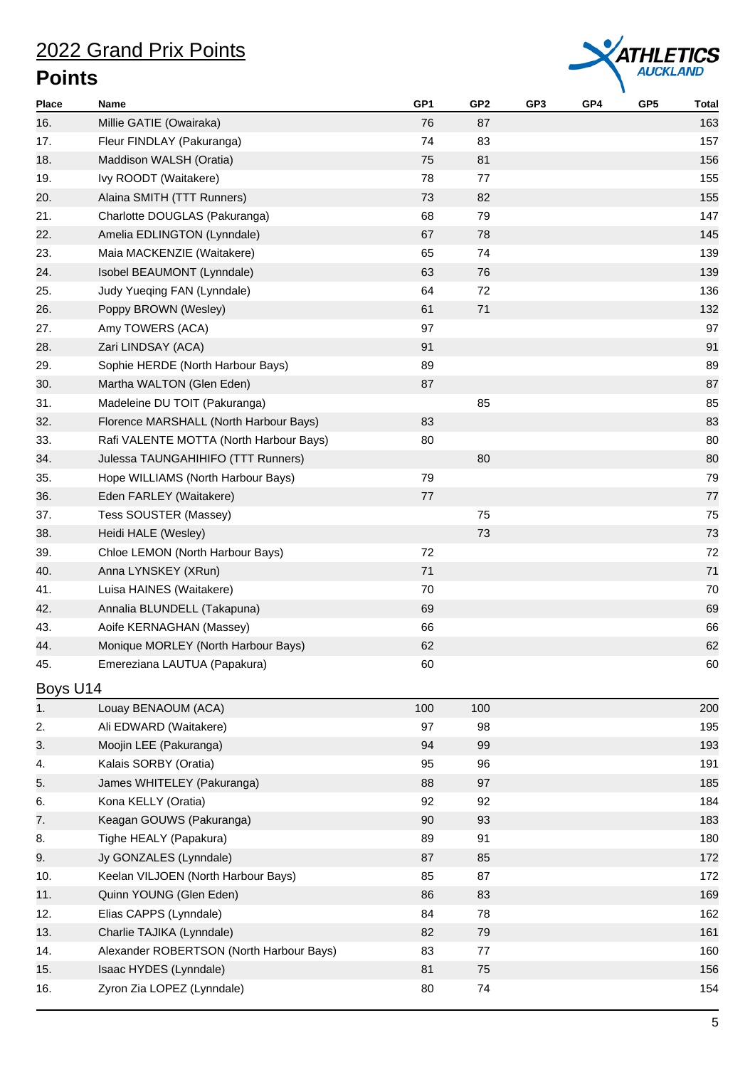# 2022 Grand Prix Points

## Points

| Place | Name | GP1 | GP2 | GP3 | GP4 | GP5 | Total |
|---|---|---|---|---|---|---|---|
| 16. | Millie GATIE (Owairaka) | 76 | 87 | | | | 163 |
| 17. | Fleur FINDLAY (Pakuranga) | 74 | 83 | | | | 157 |
| 18. | Maddison WALSH (Oratia) | 75 | 81 | | | | 156 |
| 19. | Ivy ROODT (Waitakere) | 78 | 77 | | | | 155 |
| 20. | Alaina SMITH (TTT Runners) | 73 | 82 | | | | 155 |
| 21. | Charlotte DOUGLAS (Pakuranga) | 68 | 79 | | | | 147 |
| 22. | Amelia EDLINGTON (Lynndale) | 67 | 78 | | | | 145 |
| 23. | Maia MACKENZIE (Waitakere) | 65 | 74 | | | | 139 |
| 24. | Isobel BEAUMONT (Lynndale) | 63 | 76 | | | | 139 |
| 25. | Judy Yueqing FAN (Lynndale) | 64 | 72 | | | | 136 |
| 26. | Poppy BROWN (Wesley) | 61 | 71 | | | | 132 |
| 27. | Amy TOWERS (ACA) | 97 | | | | | 97 |
| 28. | Zari LINDSAY (ACA) | 91 | | | | | 91 |
| 29. | Sophie HERDE (North Harbour Bays) | 89 | | | | | 89 |
| 30. | Martha WALTON (Glen Eden) | 87 | | | | | 87 |
| 31. | Madeleine DU TOIT (Pakuranga) | | 85 | | | | 85 |
| 32. | Florence MARSHALL (North Harbour Bays) | 83 | | | | | 83 |
| 33. | Rafi VALENTE MOTTA (North Harbour Bays) | 80 | | | | | 80 |
| 34. | Julessa TAUNGAHIHIFO (TTT Runners) | | 80 | | | | 80 |
| 35. | Hope WILLIAMS (North Harbour Bays) | 79 | | | | | 79 |
| 36. | Eden FARLEY (Waitakere) | 77 | | | | | 77 |
| 37. | Tess SOUSTER (Massey) | | 75 | | | | 75 |
| 38. | Heidi HALE (Wesley) | | 73 | | | | 73 |
| 39. | Chloe LEMON (North Harbour Bays) | 72 | | | | | 72 |
| 40. | Anna LYNSKEY (XRun) | 71 | | | | | 71 |
| 41. | Luisa HAINES (Waitakere) | 70 | | | | | 70 |
| 42. | Annalia BLUNDELL (Takapuna) | 69 | | | | | 69 |
| 43. | Aoife KERNAGHAN (Massey) | 66 | | | | | 66 |
| 44. | Monique MORLEY (North Harbour Bays) | 62 | | | | | 62 |
| 45. | Emereziana LAUTUA (Papakura) | 60 | | | | | 60 |

### Boys U14

| Place | Name | GP1 | GP2 | GP3 | GP4 | GP5 | Total |
|---|---|---|---|---|---|---|---|
| 1. | Louay BENAOUM (ACA) | 100 | 100 | | | | 200 |
| 2. | Ali EDWARD (Waitakere) | 97 | 98 | | | | 195 |
| 3. | Moojin LEE (Pakuranga) | 94 | 99 | | | | 193 |
| 4. | Kalais SORBY (Oratia) | 95 | 96 | | | | 191 |
| 5. | James WHITELEY (Pakuranga) | 88 | 97 | | | | 185 |
| 6. | Kona KELLY (Oratia) | 92 | 92 | | | | 184 |
| 7. | Keagan GOUWS (Pakuranga) | 90 | 93 | | | | 183 |
| 8. | Tighe HEALY (Papakura) | 89 | 91 | | | | 180 |
| 9. | Jy GONZALES (Lynndale) | 87 | 85 | | | | 172 |
| 10. | Keelan VILJOEN (North Harbour Bays) | 85 | 87 | | | | 172 |
| 11. | Quinn YOUNG (Glen Eden) | 86 | 83 | | | | 169 |
| 12. | Elias CAPPS (Lynndale) | 84 | 78 | | | | 162 |
| 13. | Charlie TAJIKA (Lynndale) | 82 | 79 | | | | 161 |
| 14. | Alexander ROBERTSON (North Harbour Bays) | 83 | 77 | | | | 160 |
| 15. | Isaac HYDES (Lynndale) | 81 | 75 | | | | 156 |
| 16. | Zyron Zia LOPEZ (Lynndale) | 80 | 74 | | | | 154 |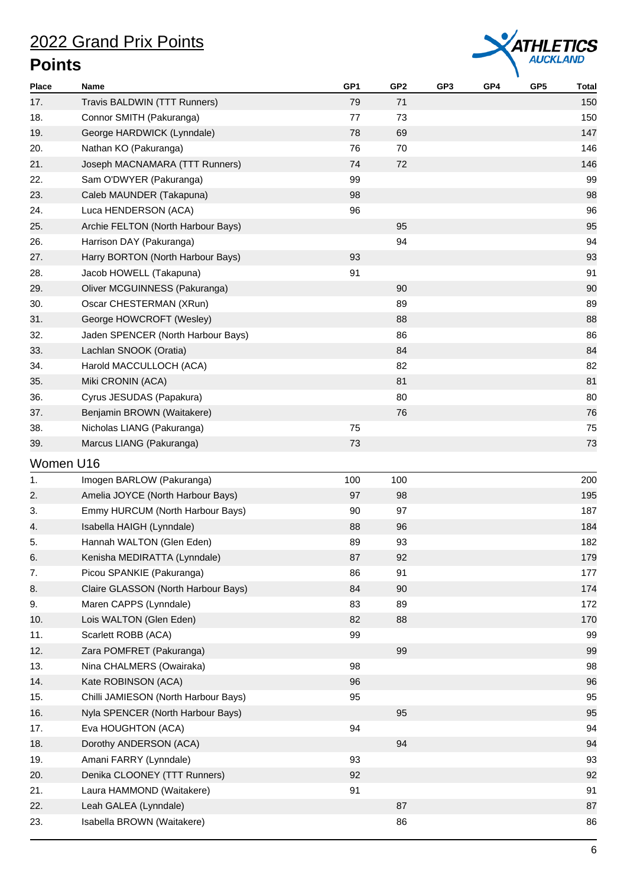# 2022 Grand Prix Points

## Points

| Place | Name | GP1 | GP2 | GP3 | GP4 | GP5 | Total |
|---|---|---|---|---|---|---|---|
| 17. | Travis BALDWIN (TTT Runners) | 79 | 71 | | | | 150 |
| 18. | Connor SMITH (Pakuranga) | 77 | 73 | | | | 150 |
| 19. | George HARDWICK (Lynndale) | 78 | 69 | | | | 147 |
| 20. | Nathan KO (Pakuranga) | 76 | 70 | | | | 146 |
| 21. | Joseph MACNAMARA (TTT Runners) | 74 | 72 | | | | 146 |
| 22. | Sam O'DWYER (Pakuranga) | 99 | | | | | 99 |
| 23. | Caleb MAUNDER (Takapuna) | 98 | | | | | 98 |
| 24. | Luca HENDERSON (ACA) | 96 | | | | | 96 |
| 25. | Archie FELTON (North Harbour Bays) | | 95 | | | | 95 |
| 26. | Harrison DAY (Pakuranga) | | 94 | | | | 94 |
| 27. | Harry BORTON (North Harbour Bays) | 93 | | | | | 93 |
| 28. | Jacob HOWELL (Takapuna) | 91 | | | | | 91 |
| 29. | Oliver MCGUINNESS (Pakuranga) | | 90 | | | | 90 |
| 30. | Oscar CHESTERMAN (XRun) | | 89 | | | | 89 |
| 31. | George HOWCROFT (Wesley) | | 88 | | | | 88 |
| 32. | Jaden SPENCER (North Harbour Bays) | | 86 | | | | 86 |
| 33. | Lachlan SNOOK (Oratia) | | 84 | | | | 84 |
| 34. | Harold MACCULLOCH (ACA) | | 82 | | | | 82 |
| 35. | Miki CRONIN (ACA) | | 81 | | | | 81 |
| 36. | Cyrus JESUDAS (Papakura) | | 80 | | | | 80 |
| 37. | Benjamin BROWN (Waitakere) | | 76 | | | | 76 |
| 38. | Nicholas LIANG (Pakuranga) | 75 | | | | | 75 |
| 39. | Marcus LIANG (Pakuranga) | 73 | | | | | 73 |

### Women U16

| Place | Name | GP1 | GP2 | GP3 | GP4 | GP5 | Total |
|---|---|---|---|---|---|---|---|
| 1. | Imogen BARLOW (Pakuranga) | 100 | 100 | | | | 200 |
| 2. | Amelia JOYCE (North Harbour Bays) | 97 | 98 | | | | 195 |
| 3. | Emmy HURCUM (North Harbour Bays) | 90 | 97 | | | | 187 |
| 4. | Isabella HAIGH (Lynndale) | 88 | 96 | | | | 184 |
| 5. | Hannah WALTON (Glen Eden) | 89 | 93 | | | | 182 |
| 6. | Kenisha MEDIRATTA (Lynndale) | 87 | 92 | | | | 179 |
| 7. | Picou SPANKIE (Pakuranga) | 86 | 91 | | | | 177 |
| 8. | Claire GLASSON (North Harbour Bays) | 84 | 90 | | | | 174 |
| 9. | Maren CAPPS (Lynndale) | 83 | 89 | | | | 172 |
| 10. | Lois WALTON (Glen Eden) | 82 | 88 | | | | 170 |
| 11. | Scarlett ROBB (ACA) | 99 | | | | | 99 |
| 12. | Zara POMFRET (Pakuranga) | | 99 | | | | 99 |
| 13. | Nina CHALMERS (Owairaka) | 98 | | | | | 98 |
| 14. | Kate ROBINSON (ACA) | 96 | | | | | 96 |
| 15. | Chilli JAMIESON (North Harbour Bays) | 95 | | | | | 95 |
| 16. | Nyla SPENCER (North Harbour Bays) | | 95 | | | | 95 |
| 17. | Eva HOUGHTON (ACA) | 94 | | | | | 94 |
| 18. | Dorothy ANDERSON (ACA) | | 94 | | | | 94 |
| 19. | Amani FARRY (Lynndale) | 93 | | | | | 93 |
| 20. | Denika CLOONEY (TTT Runners) | 92 | | | | | 92 |
| 21. | Laura HAMMOND (Waitakere) | 91 | | | | | 91 |
| 22. | Leah GALEA (Lynndale) | | 87 | | | | 87 |
| 23. | Isabella BROWN (Waitakere) | | 86 | | | | 86 |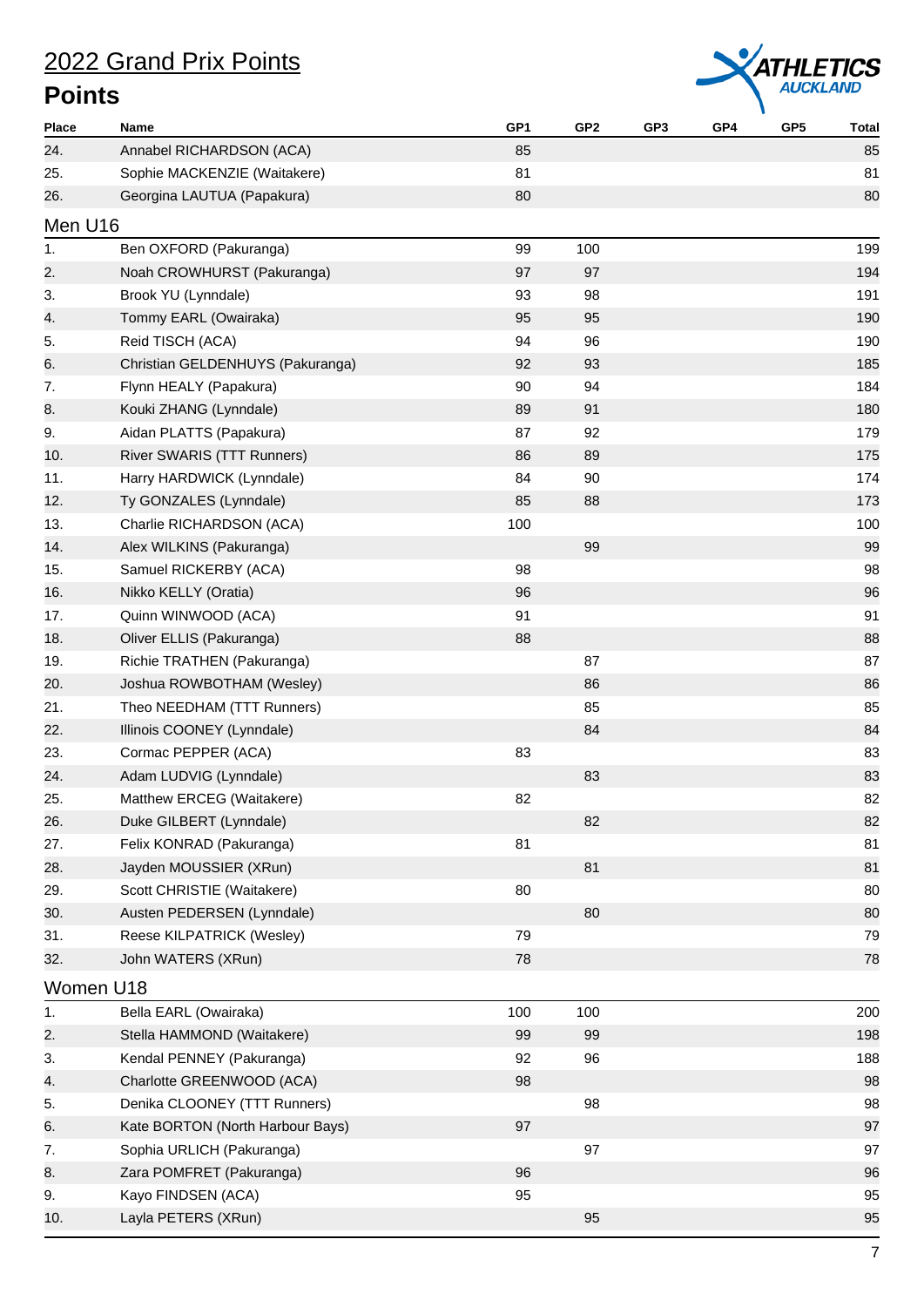# 2022 Grand Prix Points

## Points

| Place | Name | GP1 | GP2 | GP3 | GP4 | GP5 | Total |
|---|---|---|---|---|---|---|---|
| 24. | Annabel RICHARDSON (ACA) | 85 | | | | | 85 |
| 25. | Sophie MACKENZIE (Waitakere) | 81 | | | | | 81 |
| 26. | Georgina LAUTUA (Papakura) | 80 | | | | | 80 |

### Men U16

| Place | Name | GP1 | GP2 | GP3 | GP4 | GP5 | Total |
|---|---|---|---|---|---|---|---|
| 1. | Ben OXFORD (Pakuranga) | 99 | 100 | | | | 199 |
| 2. | Noah CROWHURST (Pakuranga) | 97 | 97 | | | | 194 |
| 3. | Brook YU (Lynndale) | 93 | 98 | | | | 191 |
| 4. | Tommy EARL (Owairaka) | 95 | 95 | | | | 190 |
| 5. | Reid TISCH (ACA) | 94 | 96 | | | | 190 |
| 6. | Christian GELDENHUYS (Pakuranga) | 92 | 93 | | | | 185 |
| 7. | Flynn HEALY (Papakura) | 90 | 94 | | | | 184 |
| 8. | Kouki ZHANG (Lynndale) | 89 | 91 | | | | 180 |
| 9. | Aidan PLATTS (Papakura) | 87 | 92 | | | | 179 |
| 10. | River SWARIS (TTT Runners) | 86 | 89 | | | | 175 |
| 11. | Harry HARDWICK (Lynndale) | 84 | 90 | | | | 174 |
| 12. | Ty GONZALES (Lynndale) | 85 | 88 | | | | 173 |
| 13. | Charlie RICHARDSON (ACA) | 100 | | | | | 100 |
| 14. | Alex WILKINS (Pakuranga) | | 99 | | | | 99 |
| 15. | Samuel RICKERBY (ACA) | 98 | | | | | 98 |
| 16. | Nikko KELLY (Oratia) | 96 | | | | | 96 |
| 17. | Quinn WINWOOD (ACA) | 91 | | | | | 91 |
| 18. | Oliver ELLIS (Pakuranga) | 88 | | | | | 88 |
| 19. | Richie TRATHEN (Pakuranga) | | 87 | | | | 87 |
| 20. | Joshua ROWBOTHAM (Wesley) | | 86 | | | | 86 |
| 21. | Theo NEEDHAM (TTT Runners) | | 85 | | | | 85 |
| 22. | Illinois COONEY (Lynndale) | | 84 | | | | 84 |
| 23. | Cormac PEPPER (ACA) | 83 | | | | | 83 |
| 24. | Adam LUDVIG (Lynndale) | | 83 | | | | 83 |
| 25. | Matthew ERCEG (Waitakere) | 82 | | | | | 82 |
| 26. | Duke GILBERT (Lynndale) | | 82 | | | | 82 |
| 27. | Felix KONRAD (Pakuranga) | 81 | | | | | 81 |
| 28. | Jayden MOUSSIER (XRun) | | 81 | | | | 81 |
| 29. | Scott CHRISTIE (Waitakere) | 80 | | | | | 80 |
| 30. | Austen PEDERSEN (Lynndale) | | 80 | | | | 80 |
| 31. | Reese KILPATRICK (Wesley) | 79 | | | | | 79 |
| 32. | John WATERS (XRun) | 78 | | | | | 78 |

### Women U18

| Place | Name | GP1 | GP2 | GP3 | GP4 | GP5 | Total |
|---|---|---|---|---|---|---|---|
| 1. | Bella EARL (Owairaka) | 100 | 100 | | | | 200 |
| 2. | Stella HAMMOND (Waitakere) | 99 | 99 | | | | 198 |
| 3. | Kendal PENNEY (Pakuranga) | 92 | 96 | | | | 188 |
| 4. | Charlotte GREENWOOD (ACA) | 98 | | | | | 98 |
| 5. | Denika CLOONEY (TTT Runners) | | 98 | | | | 98 |
| 6. | Kate BORTON (North Harbour Bays) | 97 | | | | | 97 |
| 7. | Sophia URLICH (Pakuranga) | | 97 | | | | 97 |
| 8. | Zara POMFRET (Pakuranga) | 96 | | | | | 96 |
| 9. | Kayo FINDSEN (ACA) | 95 | | | | | 95 |
| 10. | Layla PETERS (XRun) | | 95 | | | | 95 |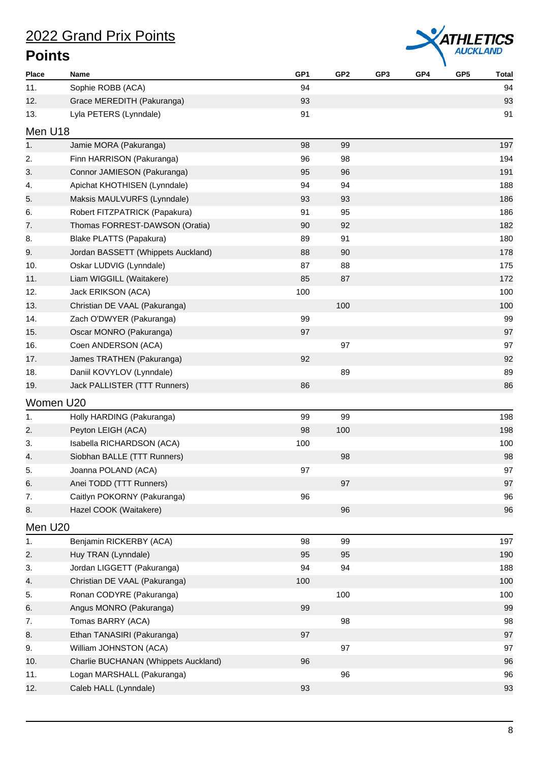# 2022 Grand Prix Points

## Points

| Place | Name | GP1 | GP2 | GP3 | GP4 | GP5 | Total |
|---|---|---|---|---|---|---|---|
| 11. | Sophie ROBB (ACA) | 94 | | | | | 94 |
| 12. | Grace MEREDITH (Pakuranga) | 93 | | | | | 93 |
| 13. | Lyla PETERS (Lynndale) | 91 | | | | | 91 |

### Men U18

| Place | Name | GP1 | GP2 | GP3 | GP4 | GP5 | Total |
|---|---|---|---|---|---|---|---|
| 1. | Jamie MORA (Pakuranga) | 98 | 99 | | | | 197 |
| 2. | Finn HARRISON (Pakuranga) | 96 | 98 | | | | 194 |
| 3. | Connor JAMIESON (Pakuranga) | 95 | 96 | | | | 191 |
| 4. | Apichat KHOTHISEN (Lynndale) | 94 | 94 | | | | 188 |
| 5. | Maksis MAULVURFS (Lynndale) | 93 | 93 | | | | 186 |
| 6. | Robert FITZPATRICK (Papakura) | 91 | 95 | | | | 186 |
| 7. | Thomas FORREST-DAWSON (Oratia) | 90 | 92 | | | | 182 |
| 8. | Blake PLATTS (Papakura) | 89 | 91 | | | | 180 |
| 9. | Jordan BASSETT (Whippets Auckland) | 88 | 90 | | | | 178 |
| 10. | Oskar LUDVIG (Lynndale) | 87 | 88 | | | | 175 |
| 11. | Liam WIGGILL (Waitakere) | 85 | 87 | | | | 172 |
| 12. | Jack ERIKSON (ACA) | 100 | | | | | 100 |
| 13. | Christian DE VAAL (Pakuranga) | | 100 | | | | 100 |
| 14. | Zach O'DWYER (Pakuranga) | 99 | | | | | 99 |
| 15. | Oscar MONRO (Pakuranga) | 97 | | | | | 97 |
| 16. | Coen ANDERSON (ACA) | | 97 | | | | 97 |
| 17. | James TRATHEN (Pakuranga) | 92 | | | | | 92 |
| 18. | Daniil KOVYLOV (Lynndale) | | 89 | | | | 89 |
| 19. | Jack PALLISTER (TTT Runners) | 86 | | | | | 86 |

### Women U20

| Place | Name | GP1 | GP2 | GP3 | GP4 | GP5 | Total |
|---|---|---|---|---|---|---|---|
| 1. | Holly HARDING (Pakuranga) | 99 | 99 | | | | 198 |
| 2. | Peyton LEIGH (ACA) | 98 | 100 | | | | 198 |
| 3. | Isabella RICHARDSON (ACA) | 100 | | | | | 100 |
| 4. | Siobhan BALLE (TTT Runners) | | 98 | | | | 98 |
| 5. | Joanna POLAND (ACA) | 97 | | | | | 97 |
| 6. | Anei TODD (TTT Runners) | | 97 | | | | 97 |
| 7. | Caitlyn POKORNY (Pakuranga) | 96 | | | | | 96 |
| 8. | Hazel COOK (Waitakere) | | 96 | | | | 96 |

### Men U20

| Place | Name | GP1 | GP2 | GP3 | GP4 | GP5 | Total |
|---|---|---|---|---|---|---|---|
| 1. | Benjamin RICKERBY (ACA) | 98 | 99 | | | | 197 |
| 2. | Huy TRAN (Lynndale) | 95 | 95 | | | | 190 |
| 3. | Jordan LIGGETT (Pakuranga) | 94 | 94 | | | | 188 |
| 4. | Christian DE VAAL (Pakuranga) | 100 | | | | | 100 |
| 5. | Ronan CODYRE (Pakuranga) | | 100 | | | | 100 |
| 6. | Angus MONRO (Pakuranga) | 99 | | | | | 99 |
| 7. | Tomas BARRY (ACA) | | 98 | | | | 98 |
| 8. | Ethan TANASIRI (Pakuranga) | 97 | | | | | 97 |
| 9. | William JOHNSTON (ACA) | | 97 | | | | 97 |
| 10. | Charlie BUCHANAN (Whippets Auckland) | 96 | | | | | 96 |
| 11. | Logan MARSHALL (Pakuranga) | | 96 | | | | 96 |
| 12. | Caleb HALL (Lynndale) | 93 | | | | | 93 |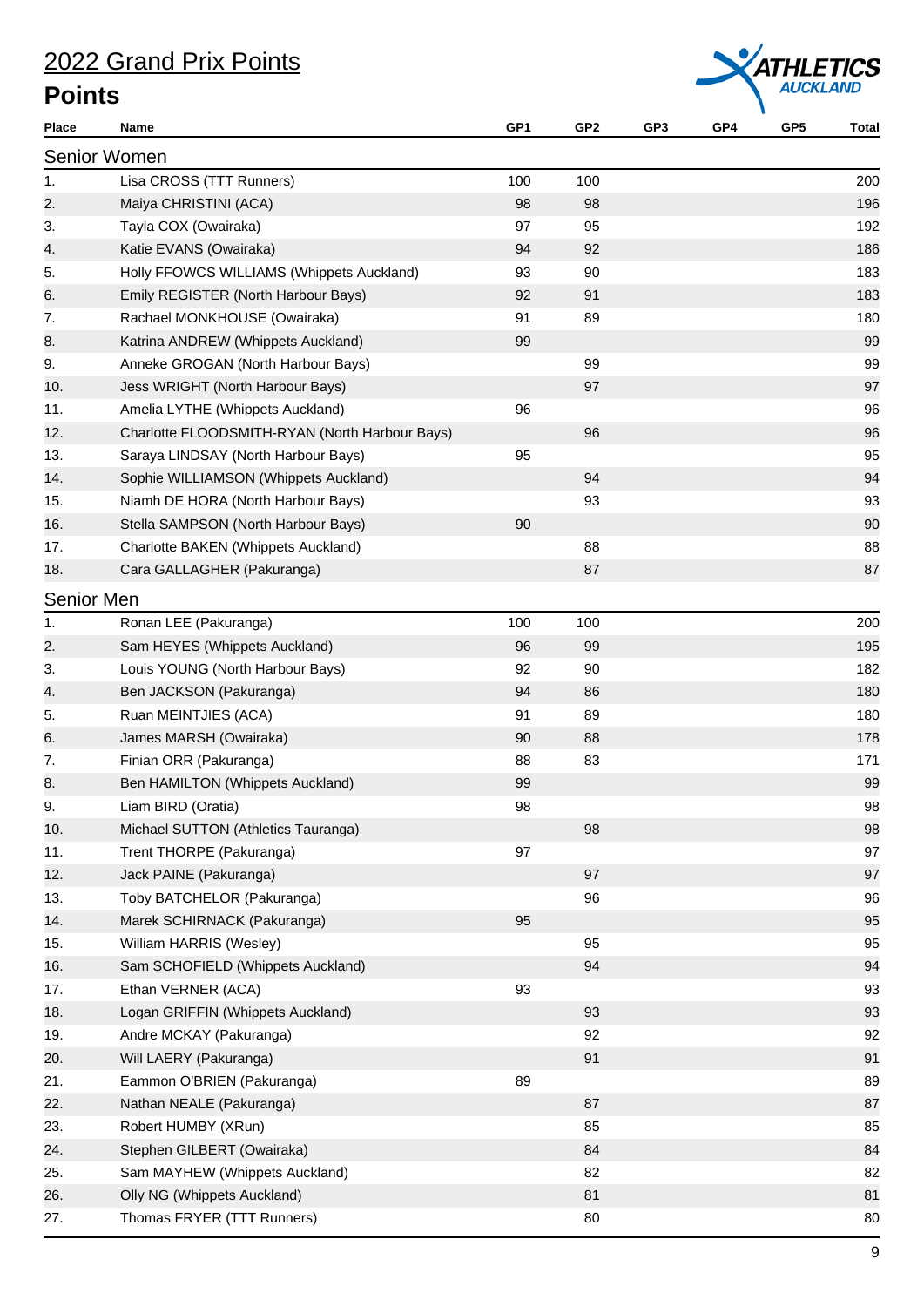# 2022 Grand Prix Points

## Points

| Place | Name | GP1 | GP2 | GP3 | GP4 | GP5 | Total |
|---|---|---|---|---|---|---|---|
| **Senior Women** | | | | | | | |
| 1. | Lisa CROSS (TTT Runners) | 100 | 100 | | | | 200 |
| 2. | Maiya CHRISTINI (ACA) | 98 | 98 | | | | 196 |
| 3. | Tayla COX (Owairaka) | 97 | 95 | | | | 192 |
| 4. | Katie EVANS (Owairaka) | 94 | 92 | | | | 186 |
| 5. | Holly FFOWCS WILLIAMS (Whippets Auckland) | 93 | 90 | | | | 183 |
| 6. | Emily REGISTER (North Harbour Bays) | 92 | 91 | | | | 183 |
| 7. | Rachael MONKHOUSE (Owairaka) | 91 | 89 | | | | 180 |
| 8. | Katrina ANDREW (Whippets Auckland) | 99 | | | | | 99 |
| 9. | Anneke GROGAN (North Harbour Bays) | | 99 | | | | 99 |
| 10. | Jess WRIGHT (North Harbour Bays) | | 97 | | | | 97 |
| 11. | Amelia LYTHE (Whippets Auckland) | 96 | | | | | 96 |
| 12. | Charlotte FLOODSMITH-RYAN (North Harbour Bays) | | 96 | | | | 96 |
| 13. | Saraya LINDSAY (North Harbour Bays) | 95 | | | | | 95 |
| 14. | Sophie WILLIAMSON (Whippets Auckland) | | 94 | | | | 94 |
| 15. | Niamh DE HORA (North Harbour Bays) | | 93 | | | | 93 |
| 16. | Stella SAMPSON (North Harbour Bays) | 90 | | | | | 90 |
| 17. | Charlotte BAKEN (Whippets Auckland) | | 88 | | | | 88 |
| 18. | Cara GALLAGHER (Pakuranga) | | 87 | | | | 87 |
| **Senior Men** | | | | | | | |
| 1. | Ronan LEE (Pakuranga) | 100 | 100 | | | | 200 |
| 2. | Sam HEYES (Whippets Auckland) | 96 | 99 | | | | 195 |
| 3. | Louis YOUNG (North Harbour Bays) | 92 | 90 | | | | 182 |
| 4. | Ben JACKSON (Pakuranga) | 94 | 86 | | | | 180 |
| 5. | Ruan MEINTJIES (ACA) | 91 | 89 | | | | 180 |
| 6. | James MARSH (Owairaka) | 90 | 88 | | | | 178 |
| 7. | Finian ORR (Pakuranga) | 88 | 83 | | | | 171 |
| 8. | Ben HAMILTON (Whippets Auckland) | 99 | | | | | 99 |
| 9. | Liam BIRD (Oratia) | 98 | | | | | 98 |
| 10. | Michael SUTTON (Athletics Tauranga) | | 98 | | | | 98 |
| 11. | Trent THORPE (Pakuranga) | 97 | | | | | 97 |
| 12. | Jack PAINE (Pakuranga) | | 97 | | | | 97 |
| 13. | Toby BATCHELOR (Pakuranga) | | 96 | | | | 96 |
| 14. | Marek SCHIRNACK (Pakuranga) | 95 | | | | | 95 |
| 15. | William HARRIS (Wesley) | | 95 | | | | 95 |
| 16. | Sam SCHOFIELD (Whippets Auckland) | | 94 | | | | 94 |
| 17. | Ethan VERNER (ACA) | 93 | | | | | 93 |
| 18. | Logan GRIFFIN (Whippets Auckland) | | 93 | | | | 93 |
| 19. | Andre MCKAY (Pakuranga) | | 92 | | | | 92 |
| 20. | Will LAERY (Pakuranga) | | 91 | | | | 91 |
| 21. | Eammon O'BRIEN (Pakuranga) | 89 | | | | | 89 |
| 22. | Nathan NEALE (Pakuranga) | | 87 | | | | 87 |
| 23. | Robert HUMBY (XRun) | | 85 | | | | 85 |
| 24. | Stephen GILBERT (Owairaka) | | 84 | | | | 84 |
| 25. | Sam MAYHEW (Whippets Auckland) | | 82 | | | | 82 |
| 26. | Olly NG (Whippets Auckland) | | 81 | | | | 81 |
| 27. | Thomas FRYER (TTT Runners) | | 80 | | | | 80 |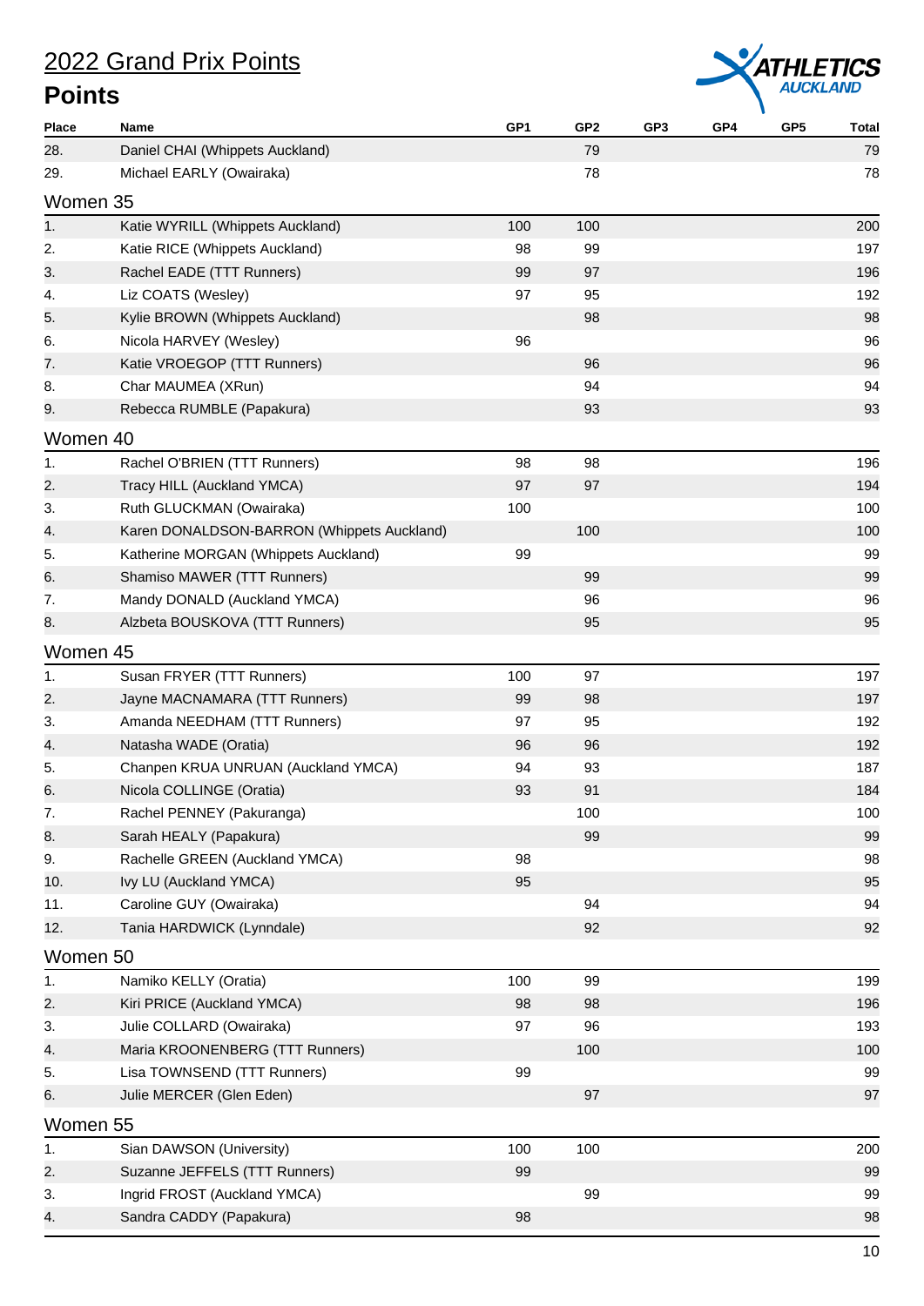# 2022 Grand Prix Points

## Points

| Place | Name | GP1 | GP2 | GP3 | GP4 | GP5 | Total |
|---|---|---|---|---|---|---|---|
| 28. | Daniel CHAI (Whippets Auckland) | | 79 | | | | 79 |
| 29. | Michael EARLY (Owairaka) | | 78 | | | | 78 |

### Women 35

| Place | Name | GP1 | GP2 | GP3 | GP4 | GP5 | Total |
|---|---|---|---|---|---|---|---|
| 1. | Katie WYRILL (Whippets Auckland) | 100 | 100 | | | | 200 |
| 2. | Katie RICE (Whippets Auckland) | 98 | 99 | | | | 197 |
| 3. | Rachel EADE (TTT Runners) | 99 | 97 | | | | 196 |
| 4. | Liz COATS (Wesley) | 97 | 95 | | | | 192 |
| 5. | Kylie BROWN (Whippets Auckland) | | 98 | | | | 98 |
| 6. | Nicola HARVEY (Wesley) | 96 | | | | | 96 |
| 7. | Katie VROEGOP (TTT Runners) | | 96 | | | | 96 |
| 8. | Char MAUMEA (XRun) | | 94 | | | | 94 |
| 9. | Rebecca RUMBLE (Papakura) | | 93 | | | | 93 |

### Women 40

| Place | Name | GP1 | GP2 | GP3 | GP4 | GP5 | Total |
|---|---|---|---|---|---|---|---|
| 1. | Rachel O'BRIEN (TTT Runners) | 98 | 98 | | | | 196 |
| 2. | Tracy HILL (Auckland YMCA) | 97 | 97 | | | | 194 |
| 3. | Ruth GLUCKMAN (Owairaka) | 100 | | | | | 100 |
| 4. | Karen DONALDSON-BARRON (Whippets Auckland) | | 100 | | | | 100 |
| 5. | Katherine MORGAN (Whippets Auckland) | 99 | | | | | 99 |
| 6. | Shamiso MAWER (TTT Runners) | | 99 | | | | 99 |
| 7. | Mandy DONALD (Auckland YMCA) | | 96 | | | | 96 |
| 8. | Alzbeta BOUSKOVA (TTT Runners) | | 95 | | | | 95 |

### Women 45

| Place | Name | GP1 | GP2 | GP3 | GP4 | GP5 | Total |
|---|---|---|---|---|---|---|---|
| 1. | Susan FRYER (TTT Runners) | 100 | 97 | | | | 197 |
| 2. | Jayne MACNAMARA (TTT Runners) | 99 | 98 | | | | 197 |
| 3. | Amanda NEEDHAM (TTT Runners) | 97 | 95 | | | | 192 |
| 4. | Natasha WADE (Oratia) | 96 | 96 | | | | 192 |
| 5. | Chanpen KRUA UNRUAN (Auckland YMCA) | 94 | 93 | | | | 187 |
| 6. | Nicola COLLINGE (Oratia) | 93 | 91 | | | | 184 |
| 7. | Rachel PENNEY (Pakuranga) | | 100 | | | | 100 |
| 8. | Sarah HEALY (Papakura) | | 99 | | | | 99 |
| 9. | Rachelle GREEN (Auckland YMCA) | 98 | | | | | 98 |
| 10. | Ivy LU (Auckland YMCA) | 95 | | | | | 95 |
| 11. | Caroline GUY (Owairaka) | | 94 | | | | 94 |
| 12. | Tania HARDWICK (Lynndale) | | 92 | | | | 92 |

### Women 50

| Place | Name | GP1 | GP2 | GP3 | GP4 | GP5 | Total |
|---|---|---|---|---|---|---|---|
| 1. | Namiko KELLY (Oratia) | 100 | 99 | | | | 199 |
| 2. | Kiri PRICE (Auckland YMCA) | 98 | 98 | | | | 196 |
| 3. | Julie COLLARD (Owairaka) | 97 | 96 | | | | 193 |
| 4. | Maria KROONENBERG (TTT Runners) | | 100 | | | | 100 |
| 5. | Lisa TOWNSEND (TTT Runners) | 99 | | | | | 99 |
| 6. | Julie MERCER (Glen Eden) | | 97 | | | | 97 |

### Women 55

| Place | Name | GP1 | GP2 | GP3 | GP4 | GP5 | Total |
|---|---|---|---|---|---|---|---|
| 1. | Sian DAWSON (University) | 100 | 100 | | | | 200 |
| 2. | Suzanne JEFFELS (TTT Runners) | 99 | | | | | 99 |
| 3. | Ingrid FROST (Auckland YMCA) | | 99 | | | | 99 |
| 4. | Sandra CADDY (Papakura) | 98 | | | | | 98 |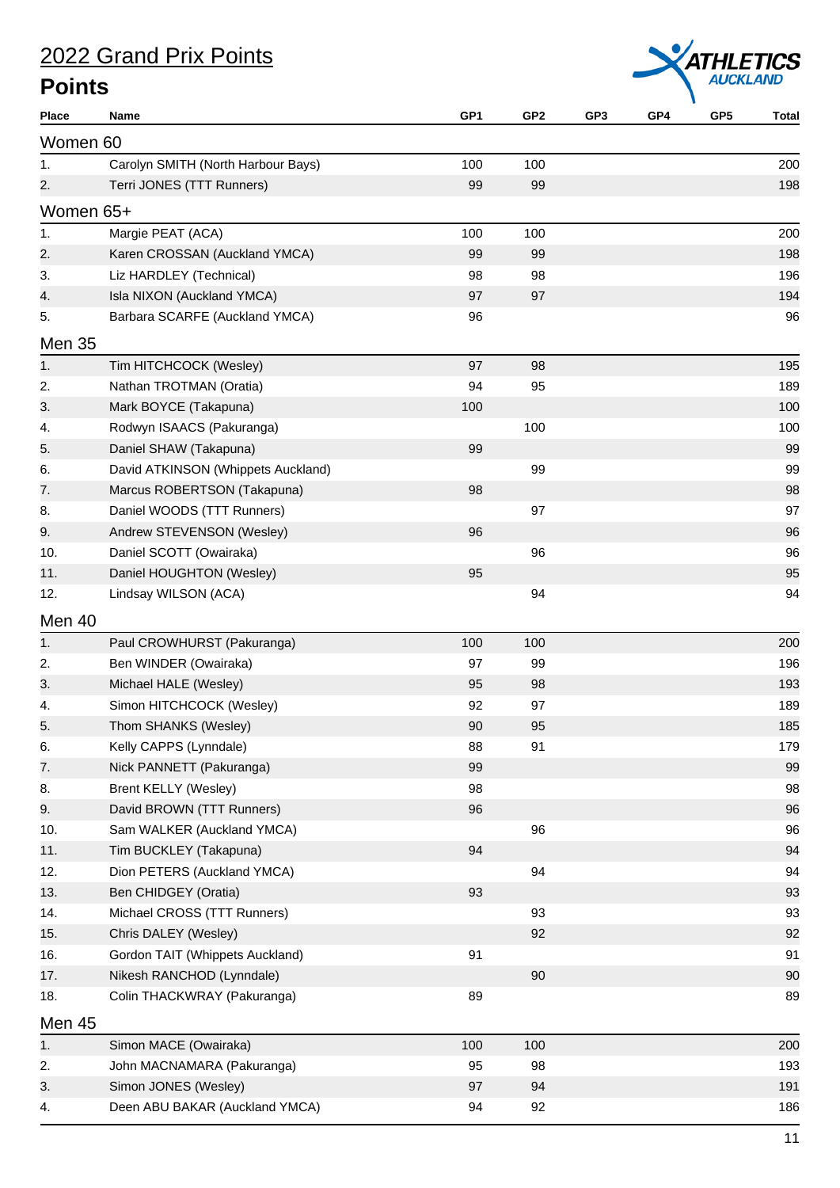# 2022 Grand Prix Points

## Points

| Place | Name | GP1 | GP2 | GP3 | GP4 | GP5 | Total |
|---|---|---|---|---|---|---|---|
| **Women 60** | | | | | | | |
| 1. | Carolyn SMITH (North Harbour Bays) | 100 | 100 | | | | 200 |
| 2. | Terri JONES (TTT Runners) | 99 | 99 | | | | 198 |
| **Women 65+** | | | | | | | |
| 1. | Margie PEAT (ACA) | 100 | 100 | | | | 200 |
| 2. | Karen CROSSAN (Auckland YMCA) | 99 | 99 | | | | 198 |
| 3. | Liz HARDLEY (Technical) | 98 | 98 | | | | 196 |
| 4. | Isla NIXON (Auckland YMCA) | 97 | 97 | | | | 194 |
| 5. | Barbara SCARFE (Auckland YMCA) | 96 | | | | | 96 |
| **Men 35** | | | | | | | |
| 1. | Tim HITCHCOCK (Wesley) | 97 | 98 | | | | 195 |
| 2. | Nathan TROTMAN (Oratia) | 94 | 95 | | | | 189 |
| 3. | Mark BOYCE (Takapuna) | 100 | | | | | 100 |
| 4. | Rodwyn ISAACS (Pakuranga) | | 100 | | | | 100 |
| 5. | Daniel SHAW (Takapuna) | 99 | | | | | 99 |
| 6. | David ATKINSON (Whippets Auckland) | | 99 | | | | 99 |
| 7. | Marcus ROBERTSON (Takapuna) | 98 | | | | | 98 |
| 8. | Daniel WOODS (TTT Runners) | | 97 | | | | 97 |
| 9. | Andrew STEVENSON (Wesley) | 96 | | | | | 96 |
| 10. | Daniel SCOTT (Owairaka) | | 96 | | | | 96 |
| 11. | Daniel HOUGHTON (Wesley) | 95 | | | | | 95 |
| 12. | Lindsay WILSON (ACA) | | 94 | | | | 94 |
| **Men 40** | | | | | | | |
| 1. | Paul CROWHURST (Pakuranga) | 100 | 100 | | | | 200 |
| 2. | Ben WINDER (Owairaka) | 97 | 99 | | | | 196 |
| 3. | Michael HALE (Wesley) | 95 | 98 | | | | 193 |
| 4. | Simon HITCHCOCK (Wesley) | 92 | 97 | | | | 189 |
| 5. | Thom SHANKS (Wesley) | 90 | 95 | | | | 185 |
| 6. | Kelly CAPPS (Lynndale) | 88 | 91 | | | | 179 |
| 7. | Nick PANNETT (Pakuranga) | 99 | | | | | 99 |
| 8. | Brent KELLY (Wesley) | 98 | | | | | 98 |
| 9. | David BROWN (TTT Runners) | 96 | | | | | 96 |
| 10. | Sam WALKER (Auckland YMCA) | | 96 | | | | 96 |
| 11. | Tim BUCKLEY (Takapuna) | 94 | | | | | 94 |
| 12. | Dion PETERS (Auckland YMCA) | | 94 | | | | 94 |
| 13. | Ben CHIDGEY (Oratia) | 93 | | | | | 93 |
| 14. | Michael CROSS (TTT Runners) | | 93 | | | | 93 |
| 15. | Chris DALEY (Wesley) | | 92 | | | | 92 |
| 16. | Gordon TAIT (Whippets Auckland) | 91 | | | | | 91 |
| 17. | Nikesh RANCHOD (Lynndale) | | 90 | | | | 90 |
| 18. | Colin THACKWRAY (Pakuranga) | 89 | | | | | 89 |
| **Men 45** | | | | | | | |
| 1. | Simon MACE (Owairaka) | 100 | 100 | | | | 200 |
| 2. | John MACNAMARA (Pakuranga) | 95 | 98 | | | | 193 |
| 3. | Simon JONES (Wesley) | 97 | 94 | | | | 191 |
| 4. | Deen ABU BAKAR (Auckland YMCA) | 94 | 92 | | | | 186 |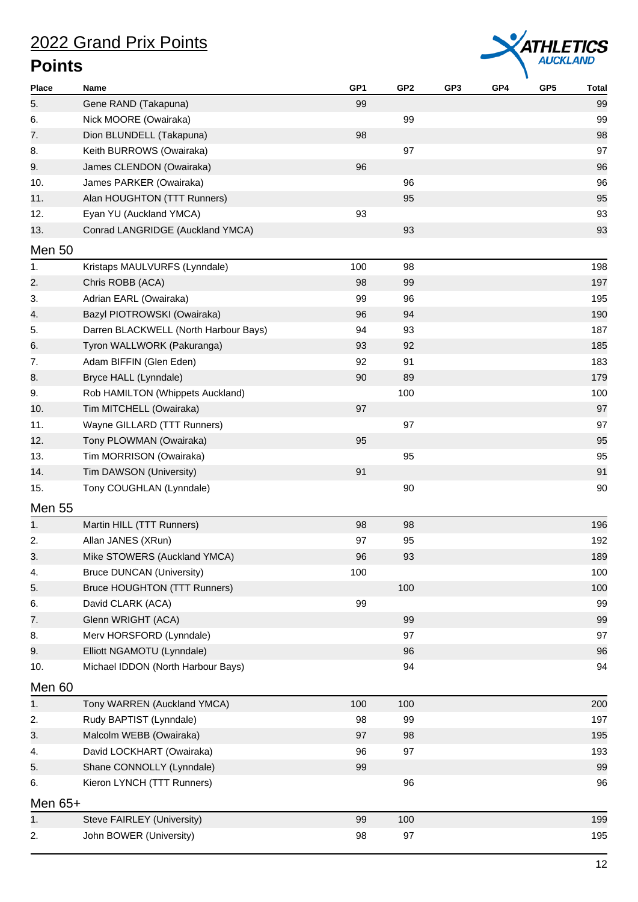# 2022 Grand Prix Points

## Points

| Place | Name | GP1 | GP2 | GP3 | GP4 | GP5 | Total |
|---|---|---|---|---|---|---|---|
| 5. | Gene RAND (Takapuna) | 99 | | | | | 99 |
| 6. | Nick MOORE (Owairaka) | | 99 | | | | 99 |
| 7. | Dion BLUNDELL (Takapuna) | 98 | | | | | 98 |
| 8. | Keith BURROWS (Owairaka) | | 97 | | | | 97 |
| 9. | James CLENDON (Owairaka) | 96 | | | | | 96 |
| 10. | James PARKER (Owairaka) | | 96 | | | | 96 |
| 11. | Alan HOUGHTON (TTT Runners) | | 95 | | | | 95 |
| 12. | Eyan YU (Auckland YMCA) | 93 | | | | | 93 |
| 13. | Conrad LANGRIDGE (Auckland YMCA) | | 93 | | | | 93 |

### Men 50

| Place | Name | GP1 | GP2 | GP3 | GP4 | GP5 | Total |
|---|---|---|---|---|---|---|---|
| 1. | Kristaps MAULVURFS (Lynndale) | 100 | 98 | | | | 198 |
| 2. | Chris ROBB (ACA) | 98 | 99 | | | | 197 |
| 3. | Adrian EARL (Owairaka) | 99 | 96 | | | | 195 |
| 4. | Bazyl PIOTROWSKI (Owairaka) | 96 | 94 | | | | 190 |
| 5. | Darren BLACKWELL (North Harbour Bays) | 94 | 93 | | | | 187 |
| 6. | Tyron WALLWORK (Pakuranga) | 93 | 92 | | | | 185 |
| 7. | Adam BIFFIN (Glen Eden) | 92 | 91 | | | | 183 |
| 8. | Bryce HALL (Lynndale) | 90 | 89 | | | | 179 |
| 9. | Rob HAMILTON (Whippets Auckland) | | 100 | | | | 100 |
| 10. | Tim MITCHELL (Owairaka) | 97 | | | | | 97 |
| 11. | Wayne GILLARD (TTT Runners) | | 97 | | | | 97 |
| 12. | Tony PLOWMAN (Owairaka) | 95 | | | | | 95 |
| 13. | Tim MORRISON (Owairaka) | | 95 | | | | 95 |
| 14. | Tim DAWSON (University) | 91 | | | | | 91 |
| 15. | Tony COUGHLAN (Lynndale) | | 90 | | | | 90 |

### Men 55

| Place | Name | GP1 | GP2 | GP3 | GP4 | GP5 | Total |
|---|---|---|---|---|---|---|---|
| 1. | Martin HILL (TTT Runners) | 98 | 98 | | | | 196 |
| 2. | Allan JANES (XRun) | 97 | 95 | | | | 192 |
| 3. | Mike STOWERS (Auckland YMCA) | 96 | 93 | | | | 189 |
| 4. | Bruce DUNCAN (University) | 100 | | | | | 100 |
| 5. | Bruce HOUGHTON (TTT Runners) | | 100 | | | | 100 |
| 6. | David CLARK (ACA) | 99 | | | | | 99 |
| 7. | Glenn WRIGHT (ACA) | | 99 | | | | 99 |
| 8. | Merv HORSFORD (Lynndale) | | 97 | | | | 97 |
| 9. | Elliott NGAMOTU (Lynndale) | | 96 | | | | 96 |
| 10. | Michael IDDON (North Harbour Bays) | | 94 | | | | 94 |

### Men 60

| Place | Name | GP1 | GP2 | GP3 | GP4 | GP5 | Total |
|---|---|---|---|---|---|---|---|
| 1. | Tony WARREN (Auckland YMCA) | 100 | 100 | | | | 200 |
| 2. | Rudy BAPTIST (Lynndale) | 98 | 99 | | | | 197 |
| 3. | Malcolm WEBB (Owairaka) | 97 | 98 | | | | 195 |
| 4. | David LOCKHART (Owairaka) | 96 | 97 | | | | 193 |
| 5. | Shane CONNOLLY (Lynndale) | 99 | | | | | 99 |
| 6. | Kieron LYNCH (TTT Runners) | | 96 | | | | 96 |

### Men 65+

| Place | Name | GP1 | GP2 | GP3 | GP4 | GP5 | Total |
|---|---|---|---|---|---|---|---|
| 1. | Steve FAIRLEY (University) | 99 | 100 | | | | 199 |
| 2. | John BOWER (University) | 98 | 97 | | | | 195 |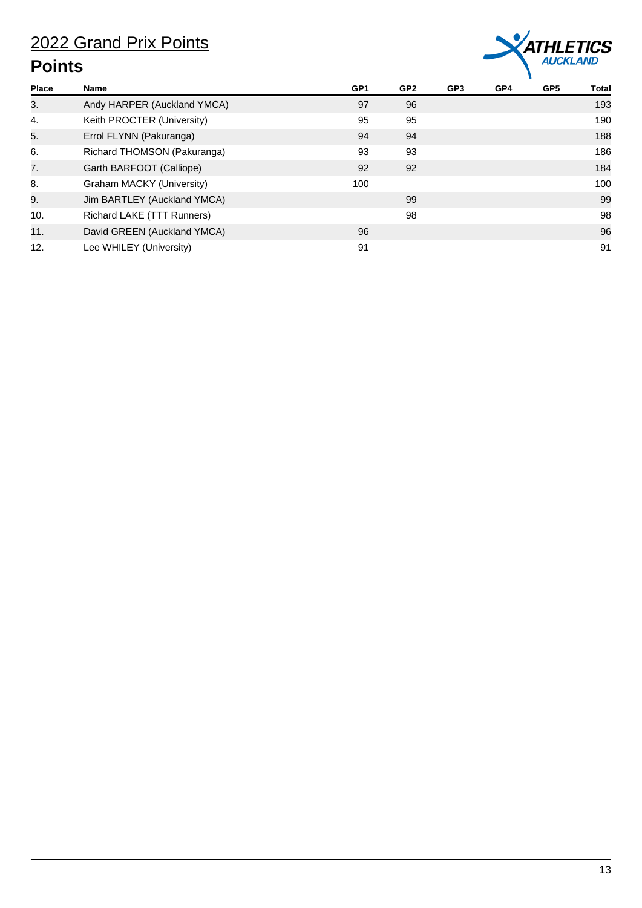# 2022 Grand Prix Points

## Points

| Place | Name | GP1 | GP2 | GP3 | GP4 | GP5 | Total |
|---|---|---|---|---|---|---|---|
| 3. | Andy HARPER (Auckland YMCA) | 97 | 96 | | | | 193 |
| 4. | Keith PROCTER (University) | 95 | 95 | | | | 190 |
| 5. | Errol FLYNN (Pakuranga) | 94 | 94 | | | | 188 |
| 6. | Richard THOMSON (Pakuranga) | 93 | 93 | | | | 186 |
| 7. | Garth BARFOOT (Calliope) | 92 | 92 | | | | 184 |
| 8. | Graham MACKY (University) | 100 | | | | | 100 |
| 9. | Jim BARTLEY (Auckland YMCA) | | 99 | | | | 99 |
| 10. | Richard LAKE (TTT Runners) | | 98 | | | | 98 |
| 11. | David GREEN (Auckland YMCA) | 96 | | | | | 96 |
| 12. | Lee WHILEY (University) | 91 | | | | | 91 |